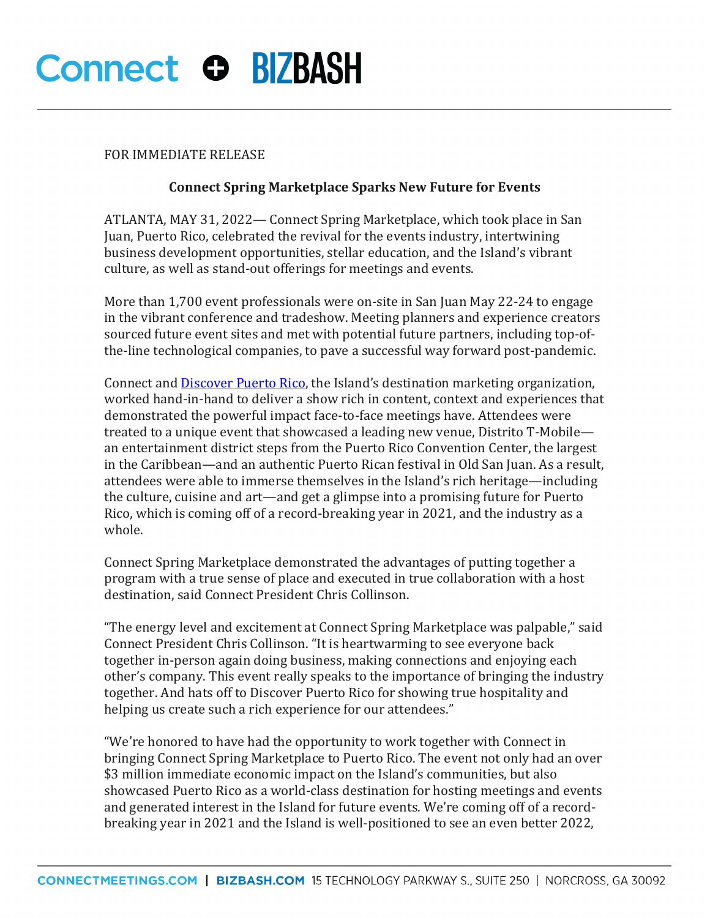FOR IMMEDIATE RELEASE

**Connect Spring Marketplace Sparks New Future for Events**

ATLANTA, MAY 31, 2022— Connect Spring Marketplace, which took place in San Juan, Puerto Rico, celebrated the revival for the events industry, intertwining business development opportunities, stellar education, and the Island's vibrant culture, as well as stand-out offerings for meetings and events.

More than 1,700 event professionals were on-site in San Juan May 22-24 to engage in the vibrant conference and tradeshow. Meeting planners and experience creators sourced future event sites and met with potential future partners, including top-of-the-line technological companies, to pave a successful way forward post-pandemic.

Connect and Discover Puerto Rico, the Island's destination marketing organization, worked hand-in-hand to deliver a show rich in content, context and experiences that demonstrated the powerful impact face-to-face meetings have. Attendees were treated to a unique event that showcased a leading new venue, Distrito T-Mobile—an entertainment district steps from the Puerto Rico Convention Center, the largest in the Caribbean—and an authentic Puerto Rican festival in Old San Juan. As a result, attendees were able to immerse themselves in the Island's rich heritage—including the culture, cuisine and art—and get a glimpse into a promising future for Puerto Rico, which is coming off of a record-breaking year in 2021, and the industry as a whole.

Connect Spring Marketplace demonstrated the advantages of putting together a program with a true sense of place and executed in true collaboration with a host destination, said Connect President Chris Collinson.

"The energy level and excitement at Connect Spring Marketplace was palpable," said Connect President Chris Collinson. "It is heartwarming to see everyone back together in-person again doing business, making connections and enjoying each other's company. This event really speaks to the importance of bringing the industry together. And hats off to Discover Puerto Rico for showing true hospitality and helping us create such a rich experience for our attendees."

"We're honored to have had the opportunity to work together with Connect in bringing Connect Spring Marketplace to Puerto Rico. The event not only had an over $3 million immediate economic impact on the Island's communities, but also showcased Puerto Rico as a world-class destination for hosting meetings and events and generated interest in the Island for future events. We're coming off of a record-breaking year in 2021 and the Island is well-positioned to see an even better 2022,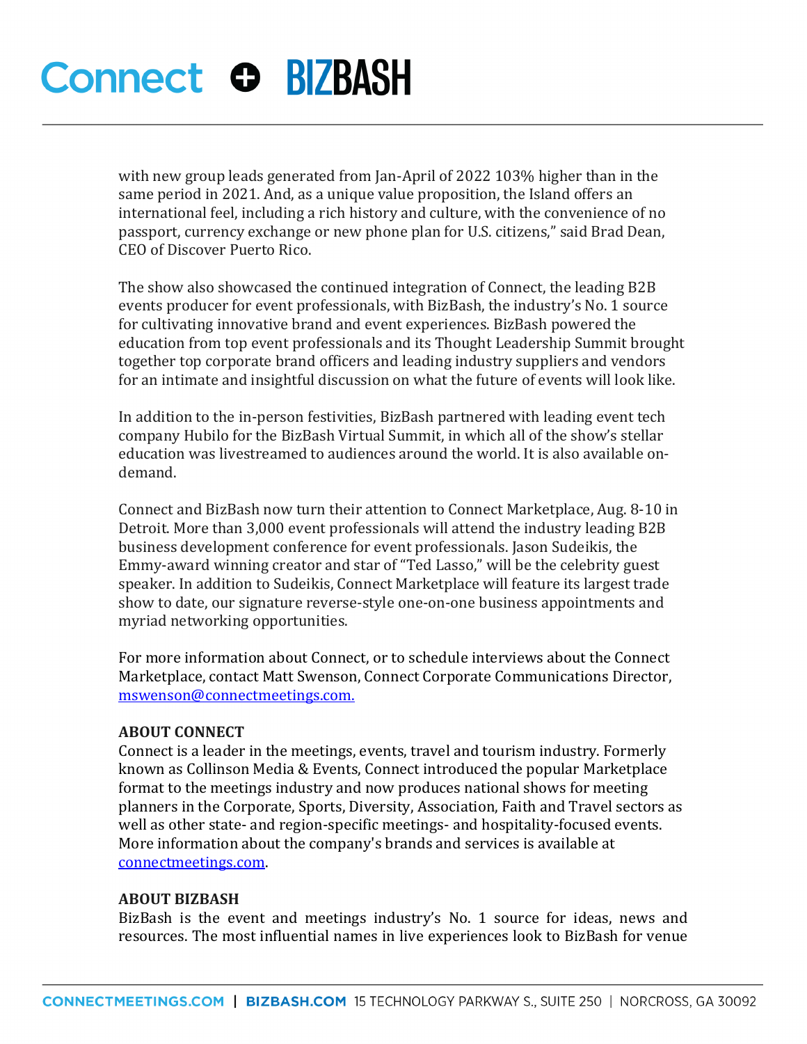with new group leads generated from Jan-April of 2022 103% higher than in the same period in 2021. And, as a unique value proposition, the Island offers an international feel, including a rich history and culture, with the convenience of no passport, currency exchange or new phone plan for U.S. citizens," said Brad Dean, CEO of Discover Puerto Rico.

The show also showcased the continued integration of Connect, the leading B2B events producer for event professionals, with BizBash, the industry's No. 1 source for cultivating innovative brand and event experiences. BizBash powered the education from top event professionals and its Thought Leadership Summit brought together top corporate brand officers and leading industry suppliers and vendors for an intimate and insightful discussion on what the future of events will look like.

In addition to the in-person festivities, BizBash partnered with leading event tech company Hubilo for the BizBash Virtual Summit, in which all of the show's stellar education was livestreamed to audiences around the world. It is also available on-demand.

Connect and BizBash now turn their attention to Connect Marketplace, Aug. 8-10 in Detroit. More than 3,000 event professionals will attend the industry leading B2B business development conference for event professionals. Jason Sudeikis, the Emmy-award winning creator and star of "Ted Lasso," will be the celebrity guest speaker. In addition to Sudeikis, Connect Marketplace will feature its largest trade show to date, our signature reverse-style one-on-one business appointments and myriad networking opportunities.

For more information about Connect, or to schedule interviews about the Connect Marketplace, contact Matt Swenson, Connect Corporate Communications Director, [mswenson@connectmeetings.com.](mailto:mswenson@connectmeetings.com)

**ABOUT CONNECT**
Connect is a leader in the meetings, events, travel and tourism industry. Formerly known as Collinson Media & Events, Connect introduced the popular Marketplace format to the meetings industry and now produces national shows for meeting planners in the Corporate, Sports, Diversity, Association, Faith and Travel sectors as well as other state- and region-specific meetings- and hospitality-focused events. More information about the company's brands and services is available at [connectmeetings.com](http://connectmeetings.com).

**ABOUT BIZBASH**
BizBash is the event and meetings industry's No. 1 source for ideas, news and resources. The most influential names in live experiences look to BizBash for venue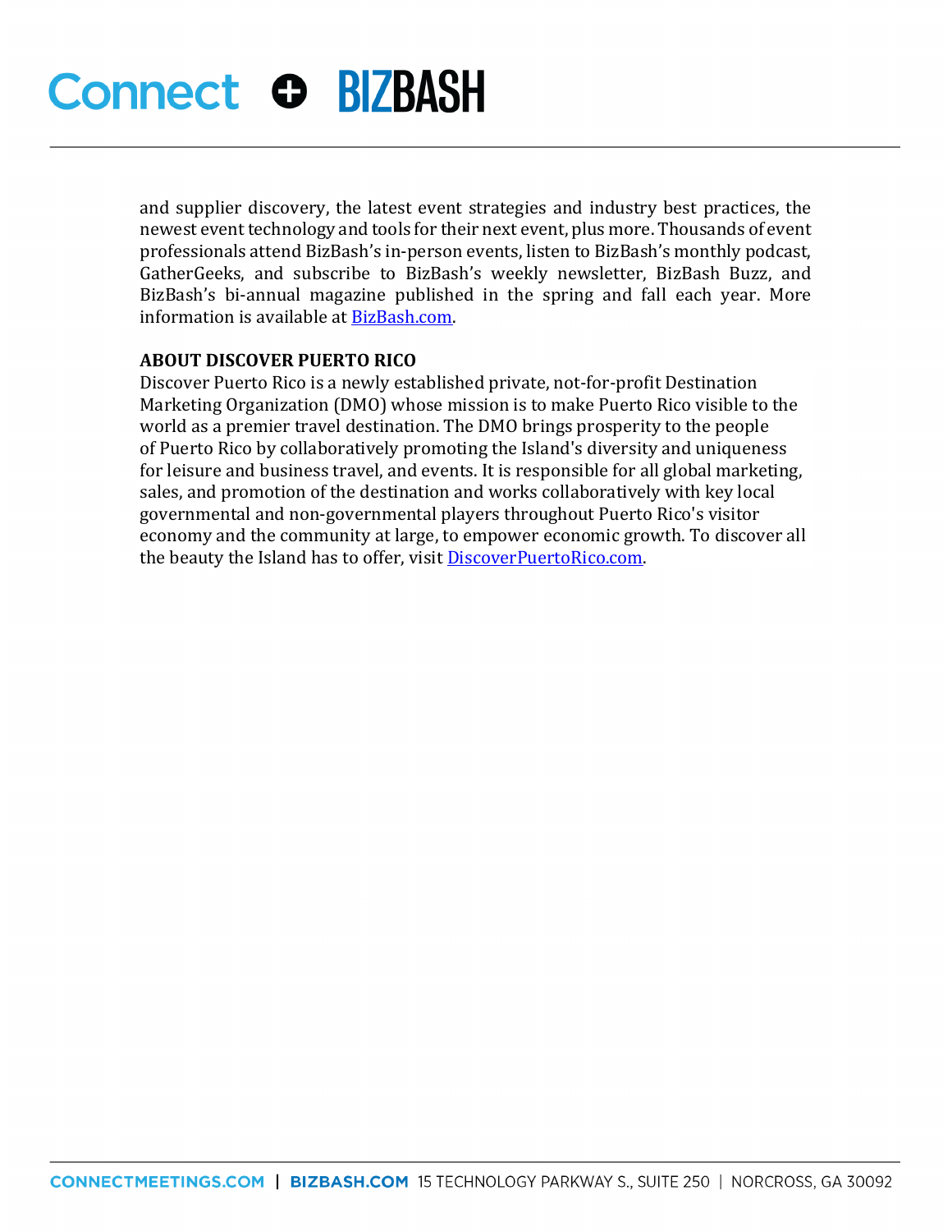and supplier discovery, the latest event strategies and industry best practices, the newest event technology and tools for their next event, plus more. Thousands of event professionals attend BizBash's in-person events, listen to BizBash's monthly podcast, GatherGeeks, and subscribe to BizBash's weekly newsletter, BizBash Buzz, and BizBash's bi-annual magazine published in the spring and fall each year. More information is available at [BizBash.com](BizBash.com).

**ABOUT DISCOVER PUERTO RICO**

Discover Puerto Rico is a newly established private, not-for-profit Destination Marketing Organization (DMO) whose mission is to make Puerto Rico visible to the world as a premier travel destination. The DMO brings prosperity to the people of Puerto Rico by collaboratively promoting the Island's diversity and uniqueness for leisure and business travel, and events. It is responsible for all global marketing, sales, and promotion of the destination and works collaboratively with key local governmental and non-governmental players throughout Puerto Rico's visitor economy and the community at large, to empower economic growth. To discover all the beauty the Island has to offer, visit [DiscoverPuertoRico.com](DiscoverPuertoRico.com).